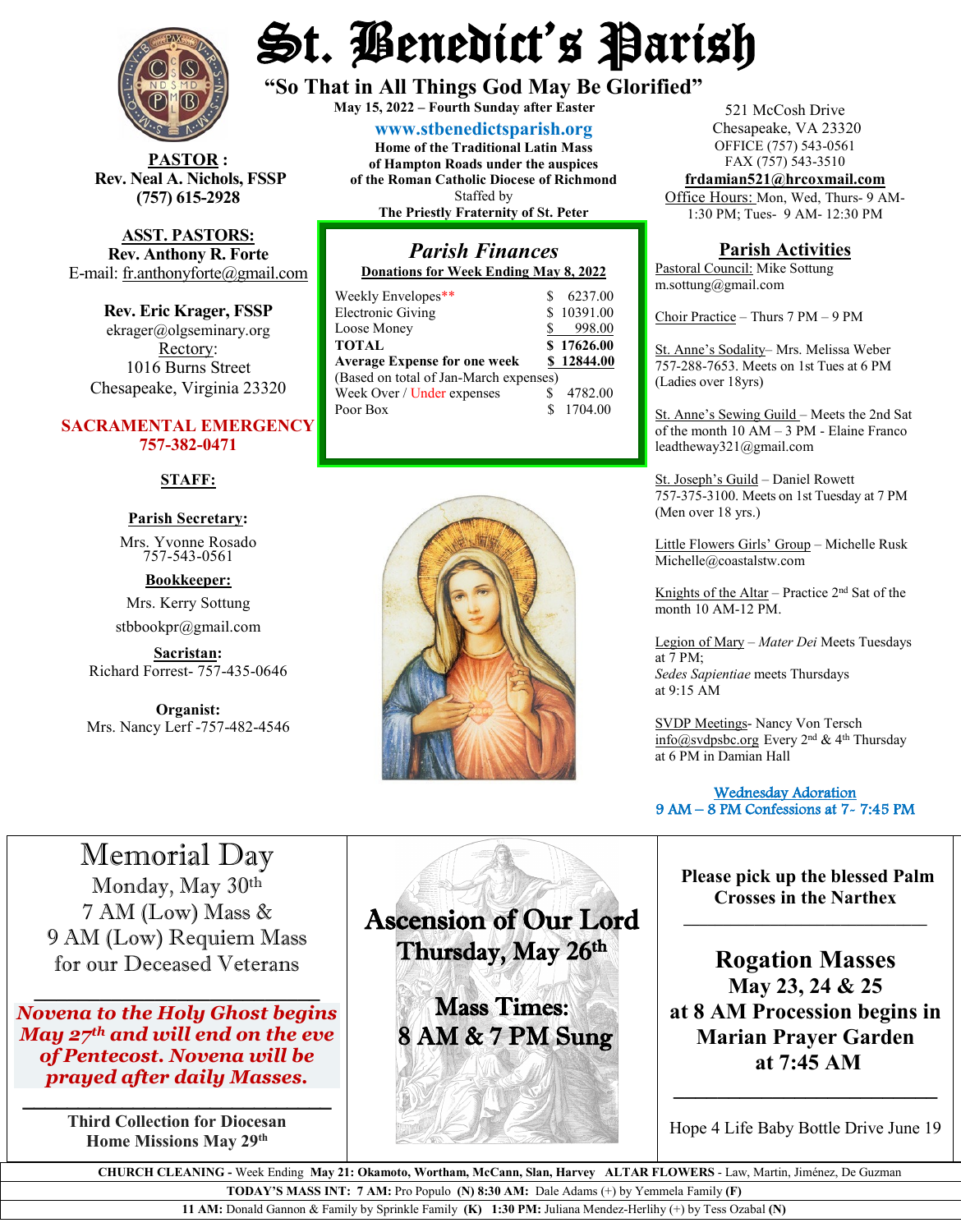# St. Benedict's Parish

**"So That in All Things God May Be Glorified"**

**May 15, 2022 – Fourth Sunday after Easter**

**www.stbenedictsparish.org**

**Home of the Traditional Latin Mass of Hampton Roads under the auspices of the Roman Catholic Diocese of Richmond**

Staffed by

**The Priestly Fraternity of St. Peter**

521 McCosh Drive
Chesapeake, VA 23320
OFFICE (757) 543-0561
FAX (757) 543-3510
**frdamian521@hrcoxmail.com**
Office Hours: Mon, Wed, Thurs- 9 AM-1:30 PM; Tues- 9 AM- 12:30 PM

**PASTOR:**
**Rev. Neal A. Nichols, FSSP**
**(757) 615-2928**

**ASST. PASTORS:**
**Rev. Anthony R. Forte**
E-mail: fr.anthonyforte@gmail.com

**Rev. Eric Krager, FSSP**
ekrager@olgseminary.org

Rectory:
1016 Burns Street
Chesapeake, Virginia 23320

**SACRAMENTAL EMERGENCY**
**757-382-0471**

**STAFF:**

**Parish Secretary:**
Mrs. Yvonne Rosado
757-543-0561

**Bookkeeper:**
Mrs. Kerry Sottung
stbbookpr@gmail.com

**Sacristan:**
Richard Forrest- 757-435-0646

**Organist:**
Mrs. Nancy Lerf -757-482-4546

## *Parish Finances*

**Donations for Week Ending May 8, 2022**

| | |
|---|---|
| Weekly Envelopes** | $ 6237.00 |
| Electronic Giving | $ 10391.00 |
| Loose Money | $ 998.00 |
| **TOTAL** | **$ 17626.00** |
| **Average Expense for one week** | **$ 12844.00** |
| (Based on total of Jan-March expenses) | |
| Week Over / Under expenses | $ 4782.00 |
| Poor Box | $ 1704.00 |

## Parish Activities

Pastoral Council: Mike Sottung
m.sottung@gmail.com

Choir Practice – Thurs 7 PM – 9 PM

St. Anne's Sodality– Mrs. Melissa Weber 757-288-7653. Meets on 1st Tues at 6 PM (Ladies over 18yrs)

St. Anne's Sewing Guild – Meets the 2nd Sat of the month 10 AM – 3 PM - Elaine Franco leadtheway321@gmail.com

St. Joseph's Guild – Daniel Rowett 757-375-3100. Meets on 1st Tuesday at 7 PM (Men over 18 yrs.)

Little Flowers Girls' Group – Michelle Rusk Michelle@coastalstw.com

Knights of the Altar – Practice 2nd Sat of the month 10 AM-12 PM.

Legion of Mary – *Mater Dei* Meets Tuesdays at 7 PM;
*Sedes Sapientiae* meets Thursdays at 9:15 AM

SVDP Meetings- Nancy Von Tersch info@svdpsbc.org Every 2nd & 4th Thursday at 6 PM in Damian Hall

Wednesday Adoration
9 AM – 8 PM Confessions at 7- 7:45 PM

---

## Memorial Day

Monday, May 30th
7 AM (Low) Mass &
9 AM (Low) Requiem Mass
for our Deceased Veterans

***Novena to the Holy Ghost begins May 27th and will end on the eve of Pentecost. Novena will be prayed after daily Masses.***

**Third Collection for Diocesan Home Missions May 29th**

## Ascension of Our Lord

**Thursday, May 26th**

**Mass Times:**
**8 AM & 7 PM Sung**

**Please pick up the blessed Palm Crosses in the Narthex**

## Rogation Masses

**May 23, 24 & 25**
**at 8 AM Procession begins in Marian Prayer Garden at 7:45 AM**

Hope 4 Life Baby Bottle Drive June 19

---

**CHURCH CLEANING** - Week Ending **May 21: Okamoto, Wortham, McCann, Slan, Harvey** **ALTAR FLOWERS** - Law, Martin, Jiménez, De Guzman

**TODAY'S MASS INT: 7 AM:** Pro Populo **(N) 8:30 AM:** Dale Adams (+) by Yemmela Family **(F)**

**11 AM:** Donald Gannon & Family by Sprinkle Family **(K)** **1:30 PM:** Juliana Mendez-Herlihy (+) by Tess Ozabal **(N)**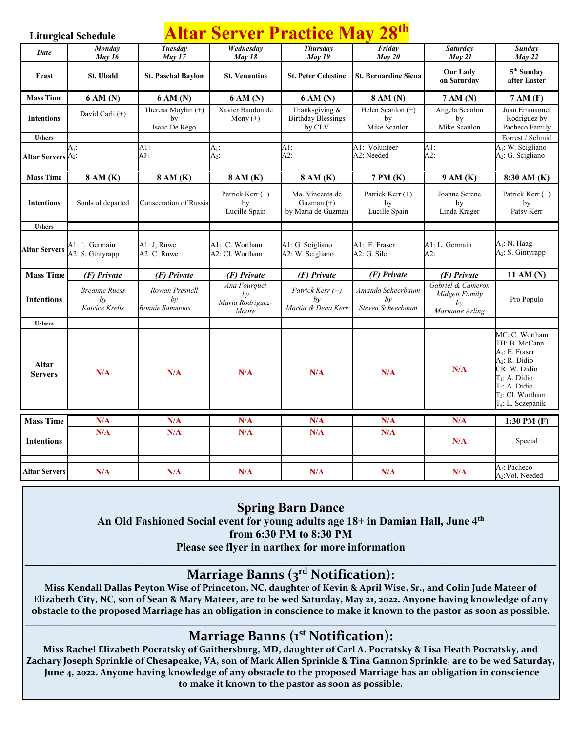**Liturgical Schedule**

# Altar Server Practice May 28th

| Date | Monday May 16 | Tuesday May 17 | Wednesday May 18 | Thursday May 19 | Friday May 20 | Saturday May 21 | Sunday May 22 |
|---|---|---|---|---|---|---|---|
| Feast | St. Ubald | St. Paschal Baylon | St. Venantius | St. Peter Celestine | St. Bernardine Siena | Our Lady on Saturday | 5th Sunday after Easter |
| Mass Time | 6 AM (N) | 6 AM (N) | 6 AM (N) | 6 AM (N) | 8 AM (N) | 7 AM (N) | 7 AM (F) |
| Intentions | David Carli (+) | Theresa Moylan (+) by Isaac De Rego | Xavier Baudon de Mony (+) | Thanksgiving & Birthday Blessings by CLV | Helen Scanlon (+) by Mike Scanlon | Angela Scanlon by Mike Scanlon | Juan Emmanuel Rodriguez by Pacheco Family |
| Ushers | | | | | | | Forrest / Schmid |
| Altar Servers | $A_1$: $A_2$: | A1: A2: | $A_1$: $A_2$: | A1: A2: | A1: Volunteer A2: Needed | A1: A2: | $A_1$: W. Scigliano $A_2$: G. Scigliano |
| Mass Time | 8 AM (K) | 8 AM (K) | 8 AM (K) | 8 AM (K) | 7 PM (K) | 9 AM (K) | 8:30 AM (K) |
| Intentions | Souls of departed | Consecration of Russia | Patrick Kerr (+) by Lucille Spain | Ma. Vincenta de Guzman (+) by Maria de Guzman | Patrick Kerr (+) by Lucille Spain | Joanne Serene by Linda Krager | Patrick Kerr (+) by Patsy Kerr |
| Ushers | | | | | | | |
| Altar Servers | A1: L. Germain A2: S. Gintyrapp | A1: J, Ruwe A2: C. Ruwe | A1: C. Wortham A2: Cl. Wortham | A1: G. Scigliano A2: W. Scigliano | A1: E. Fraser A2: G. Sile | A1: L. Germain A2: | $A_1$: N. Haag $A_2$: S. Gintyrapp |
| Mass Time | *(F) Private* | *(F) Private* | *(F) Private* | *(F) Private* | *(F) Private* | *(F) Private* | 11 AM (N) |
| Intentions | *Breanne Ruess by Katrice Krebs* | *Rowan Presnell by Bonnie Sammons* | *Ana Fourquet by Maria Rodriguez-Moore* | *Patrick Kerr (+) by Martin & Dena Kerr* | *Amanda Scheerbaum by Steven Scheerbaum* | *Gabriel & Cameron Midgett Family by Marianne Arling* | Pro Populo |
| Ushers | | | | | | | |
| Altar Servers | N/A | N/A | N/A | N/A | N/A | N/A | MC: C. Wortham TH: B. McCann $A_1$: E. Fraser $A_2$: R. Didio CR: W. Didio $T_1$: A. Didio $T_2$: A. Didio $T_3$: Cl. Wortham $T_4$: L. Sczepanik |
| Mass Time | N/A | N/A | N/A | N/A | N/A | N/A | 1:30 PM (F) |
| Intentions | N/A | N/A | N/A | N/A | N/A | N/A | Special |
| Altar Servers | N/A | N/A | N/A | N/A | N/A | N/A | $A_1$: Pacheco $A_2$: Vol. Needed |

## Spring Barn Dance

**An Old Fashioned Social event for young adults age 18+ in Damian Hall, June 4th from 6:30 PM to 8:30 PM**

**Please see flyer in narthex for more information**

---

## Marriage Banns (3rd Notification):

**Miss Kendall Dallas Peyton Wise of Princeton, NC, daughter of Kevin & April Wise, Sr., and Colin Jude Mateer of Elizabeth City, NC, son of Sean & Mary Mateer, are to be wed Saturday, May 21, 2022. Anyone having knowledge of any obstacle to the proposed Marriage has an obligation in conscience to make it known to the pastor as soon as possible.**

---

## Marriage Banns (1st Notification):

**Miss Rachel Elizabeth Pocratsky of Gaithersburg, MD, daughter of Carl A. Pocratsky & Lisa Heath Pocratsky, and Zachary Joseph Sprinkle of Chesapeake, VA, son of Mark Allen Sprinkle & Tina Gannon Sprinkle, are to be wed Saturday, June 4, 2022. Anyone having knowledge of any obstacle to the proposed Marriage has an obligation in conscience to make it known to the pastor as soon as possible.**